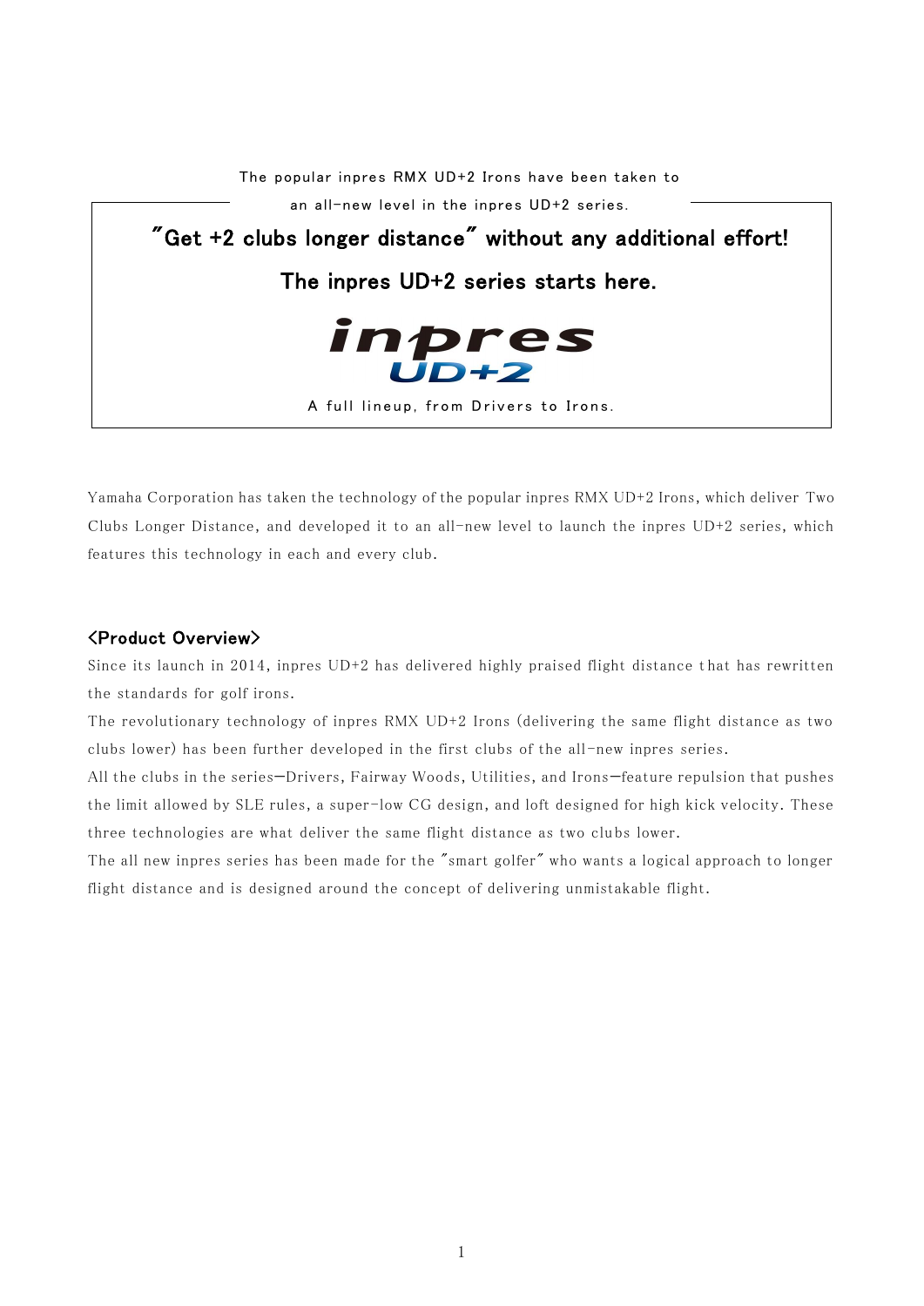The popular inpres RMX UD+2 Irons have been taken to an all-new level in the inpres UD+2 series.

## "Get +2 clubs longer distance" without any additional effort!

## The inpres UD+2 series starts here.

inpres UD+2

A full lineup, from Drivers to Irons.

Yamaha Corporation has taken the technology of the popular inpres RMX UD+2 Irons, which deliver Two Clubs Longer Distance, and developed it to an all-new level to launch the inpres UD+2 series, which features this technology in each and every club.

### <Product Overview>

Since its launch in 2014, inpres UD+2 has delivered highly praised flight distance that has rewritten the standards for golf irons.

The revolutionary technology of inpres RMX UD+2 Irons (delivering the same flight distance as two clubs lower) has been further developed in the first clubs of the all-new inpres series.

All the clubs in the series—Drivers, Fairway Woods, Utilities, and Irons—feature repulsion that pushes the limit allowed by SLE rules, a super-low CG design, and loft designed for high kick velocity. These three technologies are what deliver the same flight distance as two clubs lower.

The all new inpres series has been made for the "smart golfer" who wants a logical approach to longer flight distance and is designed around the concept of delivering unmistakable flight.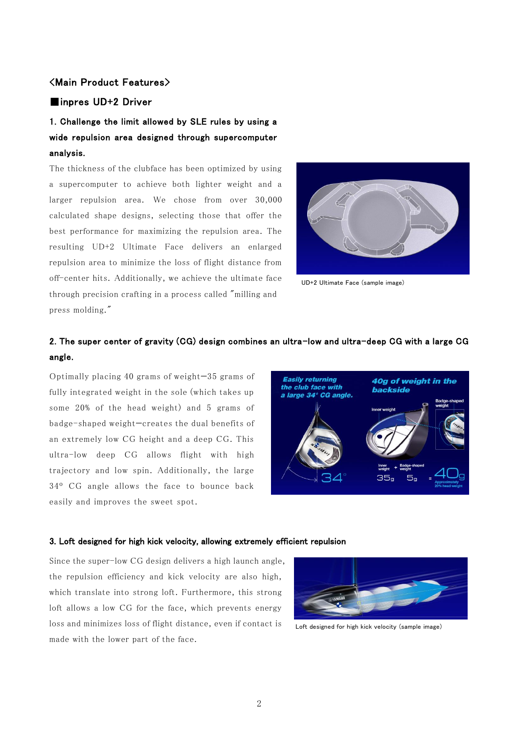## <Main Product Features>

### ■inpres UD+2 Driver

**1. Challenge the limit allowed by SLE rules by using a wide repulsion area designed through supercomputer analysis.**

The thickness of the clubface has been optimized by using a supercomputer to achieve both lighter weight and a larger repulsion area. We chose from over 30,000 calculated shape designs, selecting those that offer the best performance for maximizing the repulsion area. The resulting UD+2 Ultimate Face delivers an enlarged repulsion area to minimize the loss of flight distance from off-center hits. Additionally, we achieve the ultimate face through precision crafting in a process called "milling and press molding."

UD+2 Ultimate Face (sample image)

**2. The super center of gravity (CG) design combines an ultra-low and ultra-deep CG with a large CG angle.**

Optimally placing 40 grams of weight—35 grams of fully integrated weight in the sole (which takes up some 20% of the head weight) and 5 grams of badge-shaped weight—creates the dual benefits of an extremely low CG height and a deep CG. This ultra-low deep CG allows flight with high trajectory and low spin. Additionally, the large 34° CG angle allows the face to bounce back easily and improves the sweet spot.

**3. Loft designed for high kick velocity, allowing extremely efficient repulsion**

Since the super-low CG design delivers a high launch angle, the repulsion efficiency and kick velocity are also high, which translate into strong loft. Furthermore, this strong loft allows a low CG for the face, which prevents energy loss and minimizes loss of flight distance, even if contact is made with the lower part of the face.

Loft designed for high kick velocity (sample image)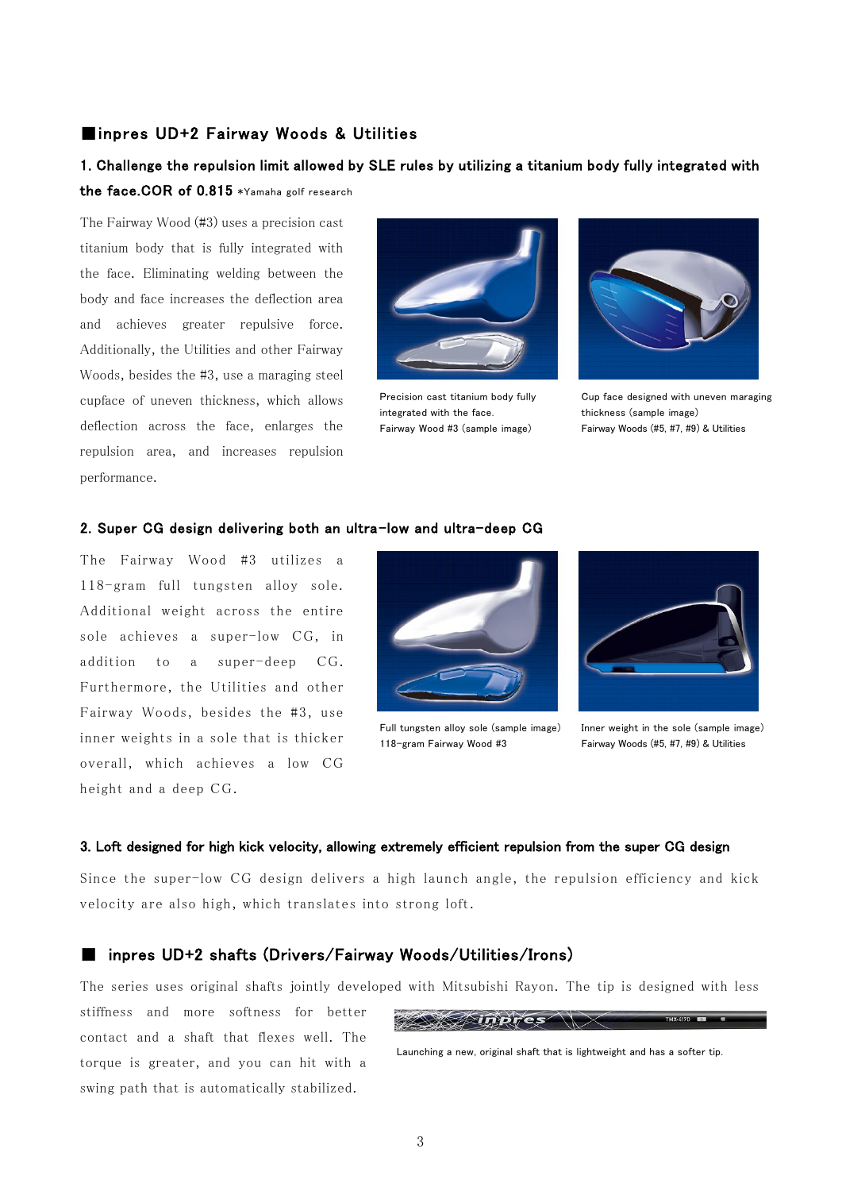## ■inpres UD+2 Fairway Woods & Utilities

### 1. Challenge the repulsion limit allowed by SLE rules by utilizing a titanium body fully integrated with the face.COR of 0.815 *Yamaha golf research

The Fairway Wood (#3) uses a precision cast titanium body that is fully integrated with the face. Eliminating welding between the body and face increases the deflection area and achieves greater repulsive force. Additionally, the Utilities and other Fairway Woods, besides the #3, use a maraging steel cupface of uneven thickness, which allows deflection across the face, enlarges the repulsion area, and increases repulsion performance.

Precision cast titanium body fully integrated with the face.
Fairway Wood #3 (sample image)

Cup face designed with uneven maraging thickness (sample image)
Fairway Woods (#5, #7, #9) & Utilities

### 2. Super CG design delivering both an ultra-low and ultra-deep CG

The Fairway Wood #3 utilizes a 118-gram full tungsten alloy sole. Additional weight across the entire sole achieves a super-low CG, in addition to a super-deep CG. Furthermore, the Utilities and other Fairway Woods, besides the #3, use inner weights in a sole that is thicker overall, which achieves a low CG height and a deep CG.

Full tungsten alloy sole (sample image)
118-gram Fairway Wood #3

Inner weight in the sole (sample image)
Fairway Woods (#5, #7, #9) & Utilities

### 3. Loft designed for high kick velocity, allowing extremely efficient repulsion from the super CG design

Since the super-low CG design delivers a high launch angle, the repulsion efficiency and kick velocity are also high, which translates into strong loft.

## ■ inpres UD+2 shafts (Drivers/Fairway Woods/Utilities/Irons)

The series uses original shafts jointly developed with Mitsubishi Rayon. The tip is designed with less stiffness and more softness for better contact and a shaft that flexes well. The torque is greater, and you can hit with a swing path that is automatically stabilized.

Launching a new, original shaft that is lightweight and has a softer tip.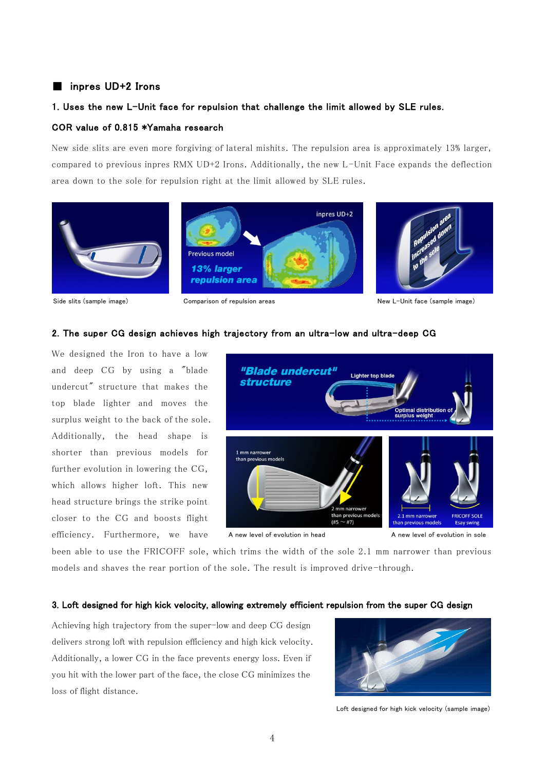## ■ inpres UD+2 Irons

### 1. Uses the new L-Unit face for repulsion that challenge the limit allowed by SLE rules.

**COR value of 0.815 *Yamaha research**

New side slits are even more forgiving of lateral mishits. The repulsion area is approximately 13% larger, compared to previous inpres RMX UD+2 Irons. Additionally, the new L-Unit Face expands the deflection area down to the sole for repulsion right at the limit allowed by SLE rules.

Side slits (sample image)

Comparison of repulsion areas

New L-Unit face (sample image)

### 2. The super CG design achieves high trajectory from an ultra-low and ultra-deep CG

We designed the Iron to have a low and deep CG by using a "blade undercut" structure that makes the top blade lighter and moves the surplus weight to the back of the sole. Additionally, the head shape is shorter than previous models for further evolution in lowering the CG, which allows higher loft. This new head structure brings the strike point closer to the CG and boosts flight efficiency. Furthermore, we have been able to use the FRICOFF sole, which trims the width of the sole 2.1 mm narrower than previous models and shaves the rear portion of the sole. The result is improved drive-through.

A new level of evolution in head

A new level of evolution in sole

### 3. Loft designed for high kick velocity, allowing extremely efficient repulsion from the super CG design

Achieving high trajectory from the super-low and deep CG design delivers strong loft with repulsion efficiency and high kick velocity. Additionally, a lower CG in the face prevents energy loss. Even if you hit with the lower part of the face, the close CG minimizes the loss of flight distance.

Loft designed for high kick velocity (sample image)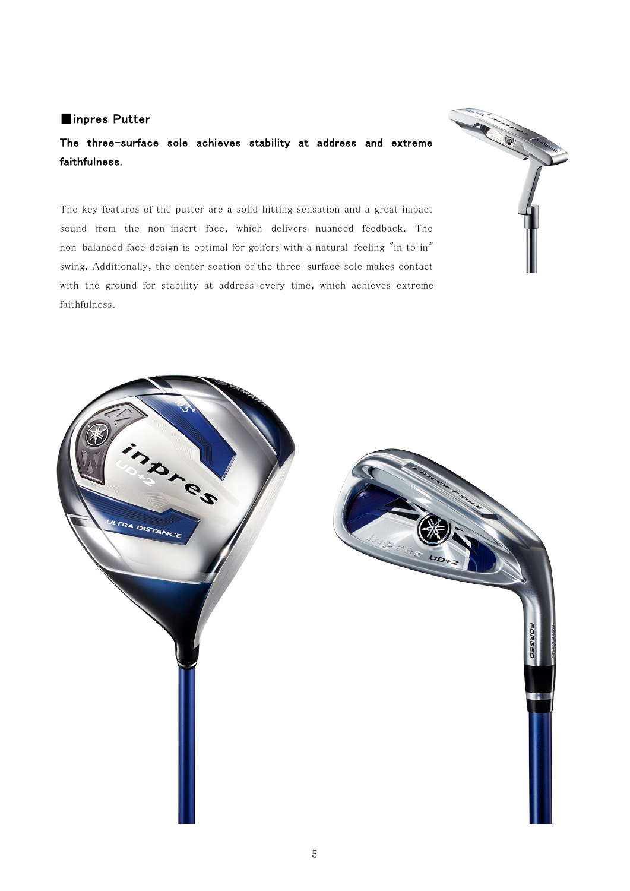## ■inpres Putter

**The three-surface sole achieves stability at address and extreme faithfulness.**

The key features of the putter are a solid hitting sensation and a great impact sound from the non-insert face, which delivers nuanced feedback. The non-balanced face design is optimal for golfers with a natural-feeling "in to in" swing. Additionally, the center section of the three-surface sole makes contact with the ground for stability at address every time, which achieves extreme faithfulness.